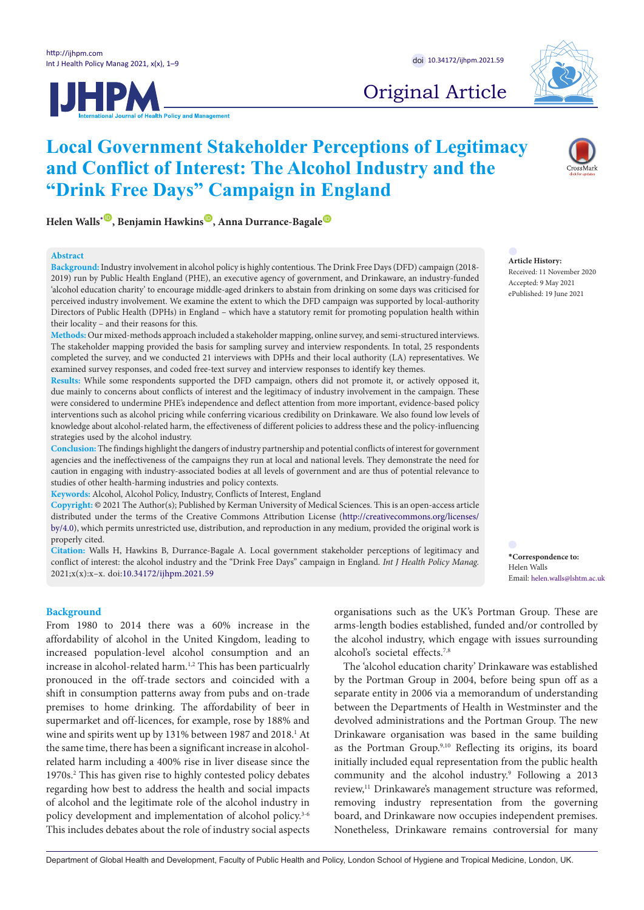Original Article

# Local Government Stakeholder Perceptions of Legitimacy and Conflict of Interest: The Alcohol Industry and the "Drink Free Days" Campaign in England

**Helen Walls[*], Benjamin Hawkins, Anna Durrance-Bagale**

## Abstract

**Background:** Industry involvement in alcohol policy is highly contentious. The Drink Free Days (DFD) campaign (2018-2019) run by Public Health England (PHE), an executive agency of government, and Drinkaware, an industry-funded 'alcohol education charity' to encourage middle-aged drinkers to abstain from drinking on some days was criticised for perceived industry involvement. We examine the extent to which the DFD campaign was supported by local-authority Directors of Public Health (DPHs) in England – which have a statutory remit for promoting population health within their locality – and their reasons for this.

**Methods:** Our mixed-methods approach included a stakeholder mapping, online survey, and semi-structured interviews. The stakeholder mapping provided the basis for sampling survey and interview respondents. In total, 25 respondents completed the survey, and we conducted 21 interviews with DPHs and their local authority (LA) representatives. We examined survey responses, and coded free-text survey and interview responses to identify key themes.

**Results:** While some respondents supported the DFD campaign, others did not promote it, or actively opposed it, due mainly to concerns about conflicts of interest and the legitimacy of industry involvement in the campaign. These were considered to undermine PHE's independence and deflect attention from more important, evidence-based policy interventions such as alcohol pricing while conferring vicarious credibility on Drinkaware. We also found low levels of knowledge about alcohol-related harm, the effectiveness of different policies to address these and the policy-influencing strategies used by the alcohol industry.

**Conclusion:** The findings highlight the dangers of industry partnership and potential conflicts of interest for government agencies and the ineffectiveness of the campaigns they run at local and national levels. They demonstrate the need for caution in engaging with industry-associated bodies at all levels of government and are thus of potential relevance to studies of other health-harming industries and policy contexts.

**Keywords:** Alcohol, Alcohol Policy, Industry, Conflicts of Interest, England

**Copyright:** © 2021 The Author(s); Published by Kerman University of Medical Sciences. This is an open-access article distributed under the terms of the Creative Commons Attribution License (http://creativecommons.org/licenses/by/4.0), which permits unrestricted use, distribution, and reproduction in any medium, provided the original work is properly cited.

**Citation:** Walls H, Hawkins B, Durrance-Bagale A. Local government stakeholder perceptions of legitimacy and conflict of interest: the alcohol industry and the "Drink Free Days" campaign in England. *Int J Health Policy Manag.* 2021;x(x):x–x. doi:10.34172/ijhpm.2021.59

**Article History:**
Received: 11 November 2020
Accepted: 9 May 2021
ePublished: 19 June 2021

***Correspondence to:**
Helen Walls
Email: helen.walls@lshtm.ac.uk

## Background

From 1980 to 2014 there was a 60% increase in the affordability of alcohol in the United Kingdom, leading to increased population-level alcohol consumption and an increase in alcohol-related harm.[1,2] This has been particularly pronounced in the off-trade sectors and coincided with a shift in consumption patterns away from pubs and on-trade premises to home drinking. The affordability of beer in supermarket and off-licences, for example, rose by 188% and wine and spirits went up by 131% between 1987 and 2018.[1] At the same time, there has been a significant increase in alcohol-related harm including a 400% rise in liver disease since the 1970s.[2] This has given rise to highly contested policy debates regarding how best to address the health and social impacts of alcohol and the legitimate role of the alcohol industry in policy development and implementation of alcohol policy.[3-6] This includes debates about the role of industry social aspects organisations such as the UK's Portman Group. These are arms-length bodies established, funded and/or controlled by the alcohol industry, which engage with issues surrounding alcohol's societal effects.[7,8]

The 'alcohol education charity' Drinkaware was established by the Portman Group in 2004, before being spun off as a separate entity in 2006 via a memorandum of understanding between the Departments of Health in Westminster and the devolved administrations and the Portman Group. The new Drinkaware organisation was based in the same building as the Portman Group.[9,10] Reflecting its origins, its board initially included equal representation from the public health community and the alcohol industry.[9] Following a 2013 review,[11] Drinkaware's management structure was reformed, removing industry representation from the governing board, and Drinkaware now occupies independent premises. Nonetheless, Drinkaware remains controversial for many

Department of Global Health and Development, Faculty of Public Health and Policy, London School of Hygiene and Tropical Medicine, London, UK.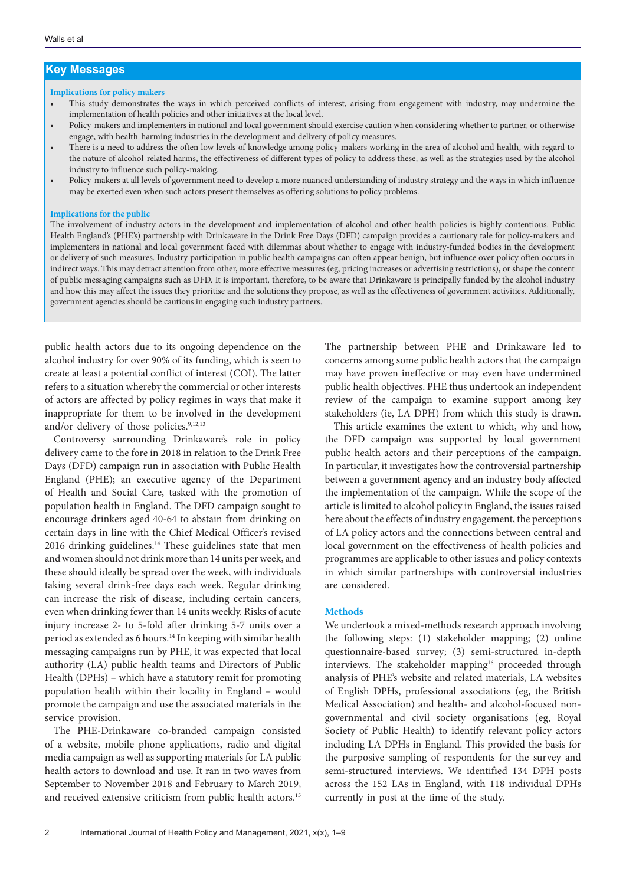## Key Messages

**Implications for policy makers**

- This study demonstrates the ways in which perceived conflicts of interest, arising from engagement with industry, may undermine the implementation of health policies and other initiatives at the local level.
- Policy-makers and implementers in national and local government should exercise caution when considering whether to partner, or otherwise engage, with health-harming industries in the development and delivery of policy measures.
- There is a need to address the often low levels of knowledge among policy-makers working in the area of alcohol and health, with regard to the nature of alcohol-related harms, the effectiveness of different types of policy to address these, as well as the strategies used by the alcohol industry to influence such policy-making.
- Policy-makers at all levels of government need to develop a more nuanced understanding of industry strategy and the ways in which influence may be exerted even when such actors present themselves as offering solutions to policy problems.

**Implications for the public**

The involvement of industry actors in the development and implementation of alcohol and other health policies is highly contentious. Public Health England's (PHE's) partnership with Drinkaware in the Drink Free Days (DFD) campaign provides a cautionary tale for policy-makers and implementers in national and local government faced with dilemmas about whether to engage with industry-funded bodies in the development or delivery of such measures. Industry participation in public health campaigns can often appear benign, but influence over policy often occurs in indirect ways. This may detract attention from other, more effective measures (eg, pricing increases or advertising restrictions), or shape the content of public messaging campaigns such as DFD. It is important, therefore, to be aware that Drinkaware is principally funded by the alcohol industry and how this may affect the issues they prioritise and the solutions they propose, as well as the effectiveness of government activities. Additionally, government agencies should be cautious in engaging such industry partners.

public health actors due to its ongoing dependence on the alcohol industry for over 90% of its funding, which is seen to create at least a potential conflict of interest (COI). The latter refers to a situation whereby the commercial or other interests of actors are affected by policy regimes in ways that make it inappropriate for them to be involved in the development and/or delivery of those policies.[9,12,13]

Controversy surrounding Drinkaware's role in policy delivery came to the fore in 2018 in relation to the Drink Free Days (DFD) campaign run in association with Public Health England (PHE); an executive agency of the Department of Health and Social Care, tasked with the promotion of population health in England. The DFD campaign sought to encourage drinkers aged 40-64 to abstain from drinking on certain days in line with the Chief Medical Officer's revised 2016 drinking guidelines.[14] These guidelines state that men and women should not drink more than 14 units per week, and these should ideally be spread over the week, with individuals taking several drink-free days each week. Regular drinking can increase the risk of disease, including certain cancers, even when drinking fewer than 14 units weekly. Risks of acute injury increase 2- to 5-fold after drinking 5-7 units over a period as extended as 6 hours.[14] In keeping with similar health messaging campaigns run by PHE, it was expected that local authority (LA) public health teams and Directors of Public Health (DPHs) – which have a statutory remit for promoting population health within their locality in England – would promote the campaign and use the associated materials in the service provision.

The PHE-Drinkaware co-branded campaign consisted of a website, mobile phone applications, radio and digital media campaign as well as supporting materials for LA public health actors to download and use. It ran in two waves from September to November 2018 and February to March 2019, and received extensive criticism from public health actors.[15] The partnership between PHE and Drinkaware led to concerns among some public health actors that the campaign may have proven ineffective or may even have undermined public health objectives. PHE thus undertook an independent review of the campaign to examine support among key stakeholders (ie, LA DPH) from which this study is drawn.

This article examines the extent to which, why and how, the DFD campaign was supported by local government public health actors and their perceptions of the campaign. In particular, it investigates how the controversial partnership between a government agency and an industry body affected the implementation of the campaign. While the scope of the article is limited to alcohol policy in England, the issues raised here about the effects of industry engagement, the perceptions of LA policy actors and the connections between central and local government on the effectiveness of health policies and programmes are applicable to other issues and policy contexts in which similar partnerships with controversial industries are considered.

## Methods

We undertook a mixed-methods research approach involving the following steps: (1) stakeholder mapping; (2) online questionnaire-based survey; (3) semi-structured in-depth interviews. The stakeholder mapping[16] proceeded through analysis of PHE's website and related materials, LA websites of English DPHs, professional associations (eg, the British Medical Association) and health- and alcohol-focused non-governmental and civil society organisations (eg, Royal Society of Public Health) to identify relevant policy actors including LA DPHs in England. This provided the basis for the purposive sampling of respondents for the survey and semi-structured interviews. We identified 134 DPH posts across the 152 LAs in England, with 118 individual DPHs currently in post at the time of the study.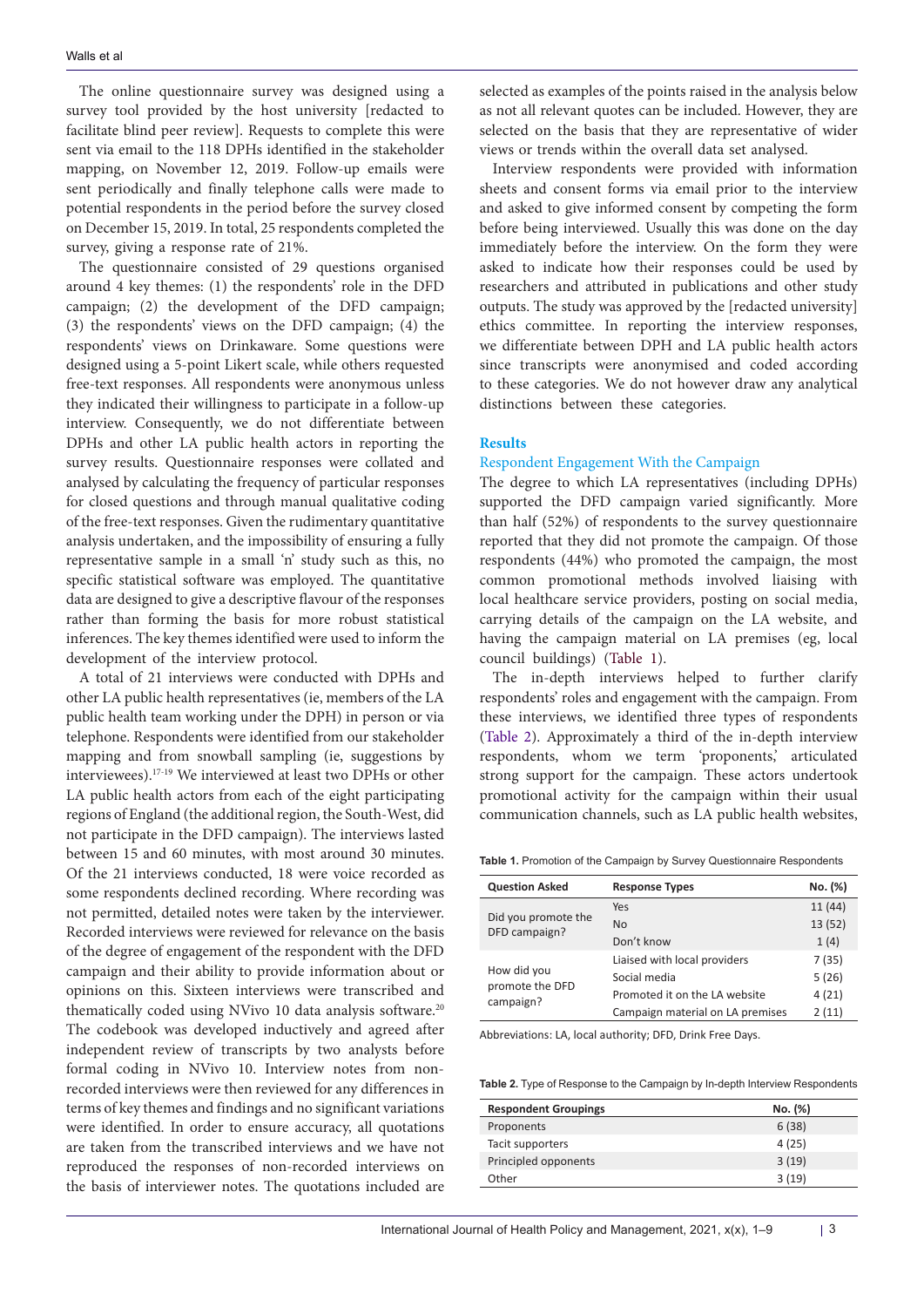The online questionnaire survey was designed using a survey tool provided by the host university [redacted to facilitate blind peer review]. Requests to complete this were sent via email to the 118 DPHs identified in the stakeholder mapping, on November 12, 2019. Follow-up emails were sent periodically and finally telephone calls were made to potential respondents in the period before the survey closed on December 15, 2019. In total, 25 respondents completed the survey, giving a response rate of 21%.

The questionnaire consisted of 29 questions organised around 4 key themes: (1) the respondents' role in the DFD campaign; (2) the development of the DFD campaign; (3) the respondents' views on the DFD campaign; (4) the respondents' views on Drinkaware. Some questions were designed using a 5-point Likert scale, while others requested free-text responses. All respondents were anonymous unless they indicated their willingness to participate in a follow-up interview. Consequently, we do not differentiate between DPHs and other LA public health actors in reporting the survey results. Questionnaire responses were collated and analysed by calculating the frequency of particular responses for closed questions and through manual qualitative coding of the free-text responses. Given the rudimentary quantitative analysis undertaken, and the impossibility of ensuring a fully representative sample in a small 'n' study such as this, no specific statistical software was employed. The quantitative data are designed to give a descriptive flavour of the responses rather than forming the basis for more robust statistical inferences. The key themes identified were used to inform the development of the interview protocol.

A total of 21 interviews were conducted with DPHs and other LA public health representatives (ie, members of the LA public health team working under the DPH) in person or via telephone. Respondents were identified from our stakeholder mapping and from snowball sampling (ie, suggestions by interviewees).[17-19] We interviewed at least two DPHs or other LA public health actors from each of the eight participating regions of England (the additional region, the South-West, did not participate in the DFD campaign). The interviews lasted between 15 and 60 minutes, with most around 30 minutes. Of the 21 interviews conducted, 18 were voice recorded as some respondents declined recording. Where recording was not permitted, detailed notes were taken by the interviewer. Recorded interviews were reviewed for relevance on the basis of the degree of engagement of the respondent with the DFD campaign and their ability to provide information about or opinions on this. Sixteen interviews were transcribed and thematically coded using NVivo 10 data analysis software.[20] The codebook was developed inductively and agreed after independent review of transcripts by two analysts before formal coding in NVivo 10. Interview notes from non-recorded interviews were then reviewed for any differences in terms of key themes and findings and no significant variations were identified. In order to ensure accuracy, all quotations are taken from the transcribed interviews and we have not reproduced the responses of non-recorded interviews on the basis of interviewer notes. The quotations included are selected as examples of the points raised in the analysis below as not all relevant quotes can be included. However, they are selected on the basis that they are representative of wider views or trends within the overall data set analysed.

Interview respondents were provided with information sheets and consent forms via email prior to the interview and asked to give informed consent by competing the form before being interviewed. Usually this was done on the day immediately before the interview. On the form they were asked to indicate how their responses could be used by researchers and attributed in publications and other study outputs. The study was approved by the [redacted university] ethics committee. In reporting the interview responses, we differentiate between DPH and LA public health actors since transcripts were anonymised and coded according to these categories. We do not however draw any analytical distinctions between these categories.

## Results

### Respondent Engagement With the Campaign

The degree to which LA representatives (including DPHs) supported the DFD campaign varied significantly. More than half (52%) of respondents to the survey questionnaire reported that they did not promote the campaign. Of those respondents (44%) who promoted the campaign, the most common promotional methods involved liaising with local healthcare service providers, posting on social media, carrying details of the campaign on the LA website, and having the campaign material on LA premises (eg, local council buildings) (Table 1).

The in-depth interviews helped to further clarify respondents' roles and engagement with the campaign. From these interviews, we identified three types of respondents (Table 2). Approximately a third of the in-depth interview respondents, whom we term 'proponents,' articulated strong support for the campaign. These actors undertook promotional activity for the campaign within their usual communication channels, such as LA public health websites,

**Table 1.** Promotion of the Campaign by Survey Questionnaire Respondents

| Question Asked | Response Types | No. (%) |
|---|---|---|
| Did you promote the DFD campaign? | Yes | 11 (44) |
| | No | 13 (52) |
| | Don't know | 1 (4) |
| How did you promote the DFD campaign? | Liaised with local providers | 7 (35) |
| | Social media | 5 (26) |
| | Promoted it on the LA website | 4 (21) |
| | Campaign material on LA premises | 2 (11) |

Abbreviations: LA, local authority; DFD, Drink Free Days.

**Table 2.** Type of Response to the Campaign by In-depth Interview Respondents

| Respondent Groupings | No. (%) |
|---|---|
| Proponents | 6 (38) |
| Tacit supporters | 4 (25) |
| Principled opponents | 3 (19) |
| Other | 3 (19) |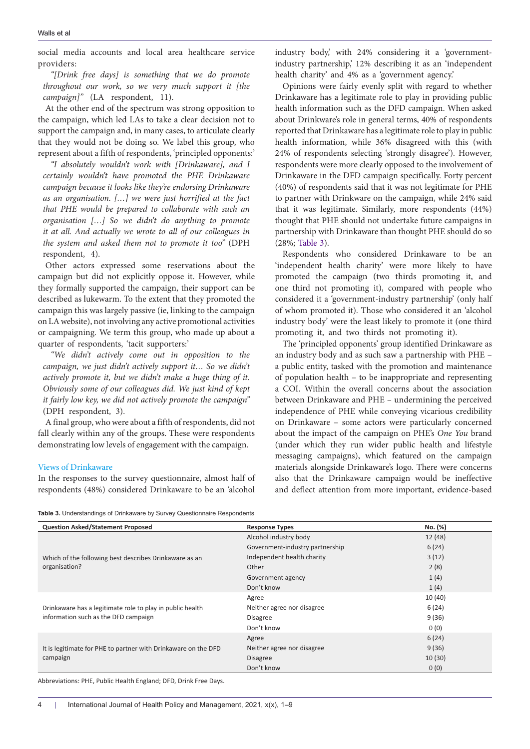social media accounts and local area healthcare service providers:

*"[Drink free days] is something that we do promote throughout our work, so we very much support it [the campaign]"* (LA respondent, 11).

At the other end of the spectrum was strong opposition to the campaign, which led LAs to take a clear decision not to support the campaign and, in many cases, to articulate clearly that they would not be doing so. We label this group, who represent about a fifth of respondents, 'principled opponents:'

*"I absolutely wouldn't work with [Drinkaware], and I certainly wouldn't have promoted the PHE Drinkaware campaign because it looks like they're endorsing Drinkaware as an organisation. […] we were just horrified at the fact that PHE would be prepared to collaborate with such an organisation […] So we didn't do anything to promote it at all. And actually we wrote to all of our colleagues in the system and asked them not to promote it too"* (DPH respondent, 4).

Other actors expressed some reservations about the campaign but did not explicitly oppose it. However, while they formally supported the campaign, their support can be described as lukewarm. To the extent that they promoted the campaign this was largely passive (ie, linking to the campaign on LA website), not involving any active promotional activities or campaigning. We term this group, who made up about a quarter of respondents, 'tacit supporters:'

*"We didn't actively come out in opposition to the campaign, we just didn't actively support it… So we didn't actively promote it, but we didn't make a huge thing of it. Obviously some of our colleagues did. We just kind of kept it fairly low key, we did not actively promote the campaign"* (DPH respondent, 3).

A final group, who were about a fifth of respondents, did not fall clearly within any of the groups. These were respondents demonstrating low levels of engagement with the campaign.

### Views of Drinkaware

In the responses to the survey questionnaire, almost half of respondents (48%) considered Drinkaware to be an 'alcohol industry body,' with 24% considering it a 'government-industry partnership,' 12% describing it as an 'independent health charity' and 4% as a 'government agency.'

Opinions were fairly evenly split with regard to whether Drinkaware has a legitimate role to play in providing public health information such as the DFD campaign. When asked about Drinkware's role in general terms, 40% of respondents reported that Drinkaware has a legitimate role to play in public health information, while 36% disagreed with this (with 24% of respondents selecting 'strongly disagree'). However, respondents were more clearly opposed to the involvement of Drinkaware in the DFD campaign specifically. Forty percent (40%) of respondents said that it was not legitimate for PHE to partner with Drinkware on the campaign, while 24% said that it was legitimate. Similarly, more respondents (44%) thought that PHE should not undertake future campaigns in partnership with Drinkaware than thought PHE should do so (28%; Table 3).

Respondents who considered Drinkaware to be an 'independent health charity' were more likely to have promoted the campaign (two thirds promoting it, and one third not promoting it), compared with people who considered it a 'government-industry partnership' (only half of whom promoted it). Those who considered it an 'alcohol industry body' were the least likely to promote it (one third promoting it, and two thirds not promoting it).

The 'principled opponents' group identified Drinkaware as an industry body and as such saw a partnership with PHE – a public entity, tasked with the promotion and maintenance of population health – to be inappropriate and representing a COI. Within the overall concerns about the association between Drinkaware and PHE – undermining the perceived independence of PHE while conveying vicarious credibility on Drinkaware – some actors were particularly concerned about the impact of the campaign on PHE's *One You* brand (under which they run wider public health and lifestyle messaging campaigns), which featured on the campaign materials alongside Drinkaware's logo. There were concerns also that the Drinkaware campaign would be ineffective and deflect attention from more important, evidence-based

**Table 3.** Understandings of Drinkaware by Survey Questionnaire Respondents

| Question Asked/Statement Proposed | Response Types | No. (%) |
|---|---|---|
| Which of the following best describes Drinkaware as an organisation? | Alcohol industry body | 12 (48) |
| | Government-industry partnership | 6 (24) |
| | Independent health charity | 3 (12) |
| | Other | 2 (8) |
| | Government agency | 1 (4) |
| | Don't know | 1 (4) |
| Drinkaware has a legitimate role to play in public health information such as the DFD campaign | Agree | 10 (40) |
| | Neither agree nor disagree | 6 (24) |
| | Disagree | 9 (36) |
| | Don't know | 0 (0) |
| It is legitimate for PHE to partner with Drinkaware on the DFD campaign | Agree | 6 (24) |
| | Neither agree nor disagree | 9 (36) |
| | Disagree | 10 (30) |
| | Don't know | 0 (0) |

Abbreviations: PHE, Public Health England; DFD, Drink Free Days.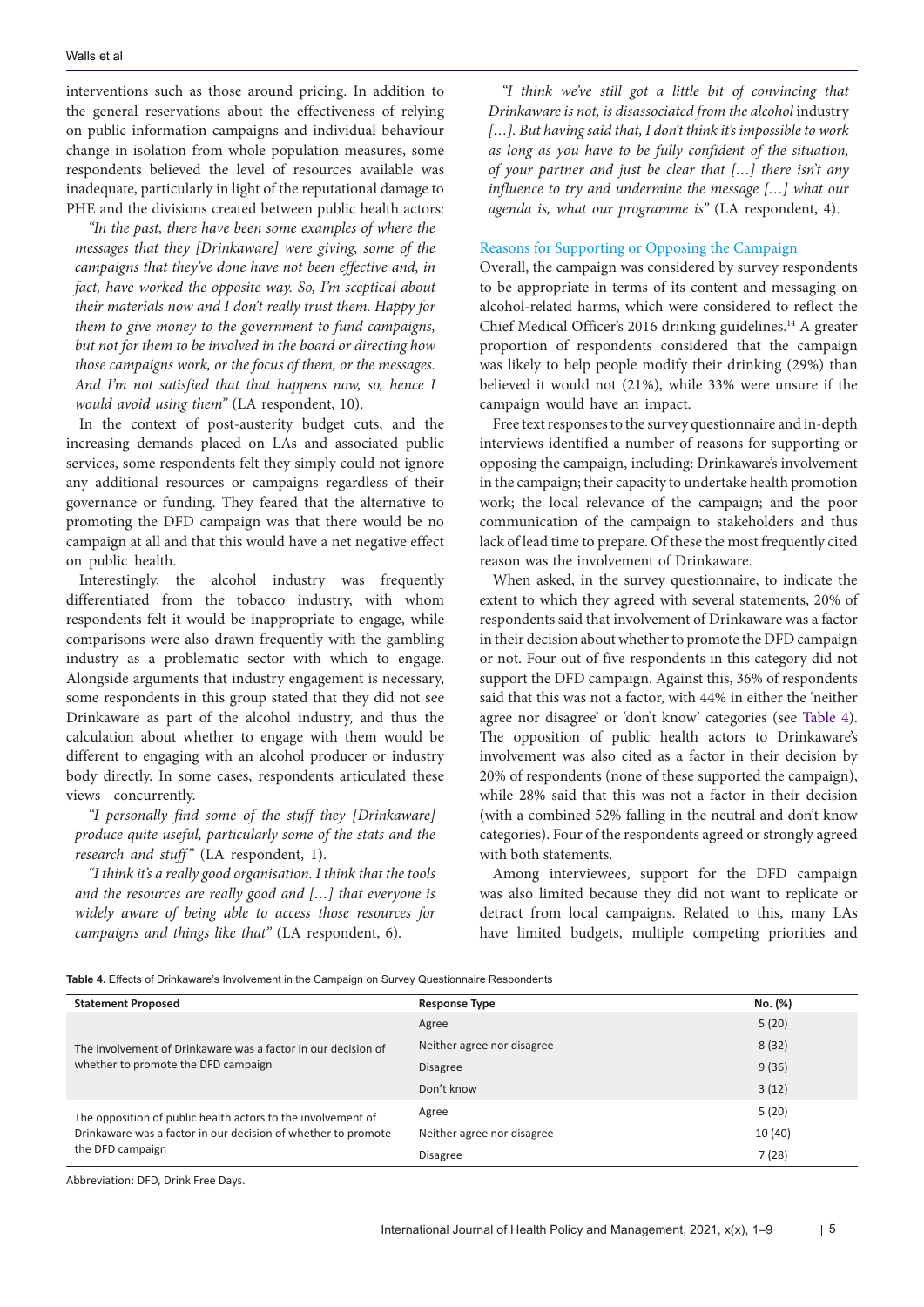interventions such as those around pricing. In addition to the general reservations about the effectiveness of relying on public information campaigns and individual behaviour change in isolation from whole population measures, some respondents believed the level of resources available was inadequate, particularly in light of the reputational damage to PHE and the divisions created between public health actors:

*"In the past, there have been some examples of where the messages that they [Drinkaware] were giving, some of the campaigns that they've done have not been effective and, in fact, have worked the opposite way. So, I'm sceptical about their materials now and I don't really trust them. Happy for them to give money to the government to fund campaigns, but not for them to be involved in the board or directing how those campaigns work, or the focus of them, or the messages. And I'm not satisfied that that happens now, so, hence I would avoid using them"* (LA respondent, 10).

In the context of post-austerity budget cuts, and the increasing demands placed on LAs and associated public services, some respondents felt they simply could not ignore any additional resources or campaigns regardless of their governance or funding. They feared that the alternative to promoting the DFD campaign was that there would be no campaign at all and that this would have a net negative effect on public health.

Interestingly, the alcohol industry was frequently differentiated from the tobacco industry, with whom respondents felt it would be inappropriate to engage, while comparisons were also drawn frequently with the gambling industry as a problematic sector with which to engage. Alongside arguments that industry engagement is necessary, some respondents in this group stated that they did not see Drinkaware as part of the alcohol industry, and thus the calculation about whether to engage with them would be different to engaging with an alcohol producer or industry body directly. In some cases, respondents articulated these views concurrently.

*"I personally find some of the stuff they [Drinkaware] produce quite useful, particularly some of the stats and the research and stuff"* (LA respondent, 1).

*"I think it's a really good organisation. I think that the tools and the resources are really good and […] that everyone is widely aware of being able to access those resources for campaigns and things like that"* (LA respondent, 6).

*"I think we've still got a little bit of convincing that Drinkaware is not, is disassociated from the alcohol* industry *[…]. But having said that, I don't think it's impossible to work as long as you have to be fully confident of the situation, of your partner and just be clear that […] there isn't any influence to try and undermine the message […] what our agenda is, what our programme is"* (LA respondent, 4).

### Reasons for Supporting or Opposing the Campaign

Overall, the campaign was considered by survey respondents to be appropriate in terms of its content and messaging on alcohol-related harms, which were considered to reflect the Chief Medical Officer's 2016 drinking guidelines.[14] A greater proportion of respondents considered that the campaign was likely to help people modify their drinking (29%) than believed it would not (21%), while 33% were unsure if the campaign would have an impact.

Free text responses to the survey questionnaire and in-depth interviews identified a number of reasons for supporting or opposing the campaign, including: Drinkaware's involvement in the campaign; their capacity to undertake health promotion work; the local relevance of the campaign; and the poor communication of the campaign to stakeholders and thus lack of lead time to prepare. Of these the most frequently cited reason was the involvement of Drinkaware.

When asked, in the survey questionnaire, to indicate the extent to which they agreed with several statements, 20% of respondents said that involvement of Drinkaware was a factor in their decision about whether to promote the DFD campaign or not. Four out of five respondents in this category did not support the DFD campaign. Against this, 36% of respondents said that this was not a factor, with 44% in either the 'neither agree nor disagree' or 'don't know' categories (see Table 4). The opposition of public health actors to Drinkaware's involvement was also cited as a factor in their decision by 20% of respondents (none of these supported the campaign), while 28% said that this was not a factor in their decision (with a combined 52% falling in the neutral and don't know categories). Four of the respondents agreed or strongly agreed with both statements.

Among interviewees, support for the DFD campaign was also limited because they did not want to replicate or detract from local campaigns. Related to this, many LAs have limited budgets, multiple competing priorities and

**Table 4.** Effects of Drinkaware's Involvement in the Campaign on Survey Questionnaire Respondents

| Statement Proposed | Response Type | No. (%) |
|---|---|---|
| The involvement of Drinkaware was a factor in our decision of whether to promote the DFD campaign | Agree | 5 (20) |
| | Neither agree nor disagree | 8 (32) |
| | Disagree | 9 (36) |
| | Don't know | 3 (12) |
| The opposition of public health actors to the involvement of Drinkaware was a factor in our decision of whether to promote the DFD campaign | Agree | 5 (20) |
| | Neither agree nor disagree | 10 (40) |
| | Disagree | 7 (28) |

Abbreviation: DFD, Drink Free Days.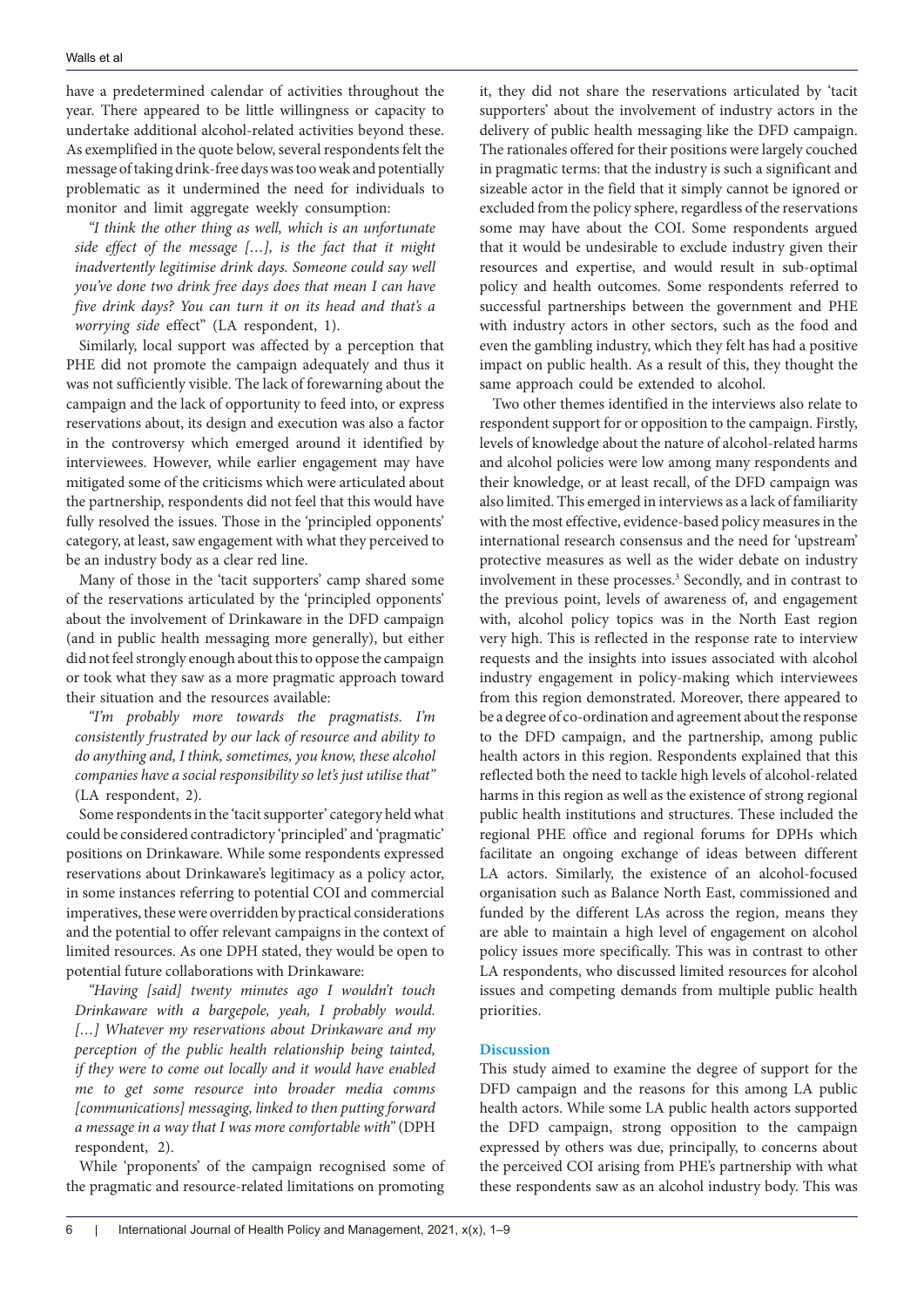have a predetermined calendar of activities throughout the year. There appeared to be little willingness or capacity to undertake additional alcohol-related activities beyond these. As exemplified in the quote below, several respondents felt the message of taking drink-free days was too weak and potentially problematic as it undermined the need for individuals to monitor and limit aggregate weekly consumption:

*"I think the other thing as well, which is an unfortunate side effect of the message […], is the fact that it might inadvertently legitimise drink days. Someone could say well you've done two drink free days does that mean I can have five drink days? You can turn it on its head and that's a worrying side* effect" (LA respondent, 1).

Similarly, local support was affected by a perception that PHE did not promote the campaign adequately and thus it was not sufficiently visible. The lack of forewarning about the campaign and the lack of opportunity to feed into, or express reservations about, its design and execution was also a factor in the controversy which emerged around it identified by interviewees. However, while earlier engagement may have mitigated some of the criticisms which were articulated about the partnership, respondents did not feel that this would have fully resolved the issues. Those in the 'principled opponents' category, at least, saw engagement with what they perceived to be an industry body as a clear red line.

Many of those in the 'tacit supporters' camp shared some of the reservations articulated by the 'principled opponents' about the involvement of Drinkaware in the DFD campaign (and in public health messaging more generally), but either did not feel strongly enough about this to oppose the campaign or took what they saw as a more pragmatic approach toward their situation and the resources available:

*"I'm probably more towards the pragmatists. I'm consistently frustrated by our lack of resource and ability to do anything and, I think, sometimes, you know, these alcohol companies have a social responsibility so let's just utilise that"* (LA respondent, 2).

Some respondents in the 'tacit supporter' category held what could be considered contradictory 'principled' and 'pragmatic' positions on Drinkaware. While some respondents expressed reservations about Drinkaware's legitimacy as a policy actor, in some instances referring to potential COI and commercial imperatives, these were overridden by practical considerations and the potential to offer relevant campaigns in the context of limited resources. As one DPH stated, they would be open to potential future collaborations with Drinkaware:

*"Having [said] twenty minutes ago I wouldn't touch Drinkaware with a bargepole, yeah, I probably would. […] Whatever my reservations about Drinkaware and my perception of the public health relationship being tainted, if they were to come out locally and it would have enabled me to get some resource into broader media comms [communications] messaging, linked to then putting forward a message in a way that I was more comfortable with"* (DPH respondent, 2).

While 'proponents' of the campaign recognised some of the pragmatic and resource-related limitations on promoting it, they did not share the reservations articulated by 'tacit supporters' about the involvement of industry actors in the delivery of public health messaging like the DFD campaign. The rationales offered for their positions were largely couched in pragmatic terms: that the industry is such a significant and sizeable actor in the field that it simply cannot be ignored or excluded from the policy sphere, regardless of the reservations some may have about the COI. Some respondents argued that it would be undesirable to exclude industry given their resources and expertise, and would result in sub-optimal policy and health outcomes. Some respondents referred to successful partnerships between the government and PHE with industry actors in other sectors, such as the food and even the gambling industry, which they felt has had a positive impact on public health. As a result of this, they thought the same approach could be extended to alcohol.

Two other themes identified in the interviews also relate to respondent support for or opposition to the campaign. Firstly, levels of knowledge about the nature of alcohol-related harms and alcohol policies were low among many respondents and their knowledge, or at least recall, of the DFD campaign was also limited. This emerged in interviews as a lack of familiarity with the most effective, evidence-based policy measures in the international research consensus and the need for 'upstream' protective measures as well as the wider debate on industry involvement in these processes.[3] Secondly, and in contrast to the previous point, levels of awareness of, and engagement with, alcohol policy topics was in the North East region very high. This is reflected in the response rate to interview requests and the insights into issues associated with alcohol industry engagement in policy-making which interviewees from this region demonstrated. Moreover, there appeared to be a degree of co-ordination and agreement about the response to the DFD campaign, and the partnership, among public health actors in this region. Respondents explained that this reflected both the need to tackle high levels of alcohol-related harms in this region as well as the existence of strong regional public health institutions and structures. These included the regional PHE office and regional forums for DPHs which facilitate an ongoing exchange of ideas between different LA actors. Similarly, the existence of an alcohol-focused organisation such as Balance North East, commissioned and funded by the different LAs across the region, means they are able to maintain a high level of engagement on alcohol policy issues more specifically. This was in contrast to other LA respondents, who discussed limited resources for alcohol issues and competing demands from multiple public health priorities.

## Discussion

This study aimed to examine the degree of support for the DFD campaign and the reasons for this among LA public health actors. While some LA public health actors supported the DFD campaign, strong opposition to the campaign expressed by others was due, principally, to concerns about the perceived COI arising from PHE's partnership with what these respondents saw as an alcohol industry body. This was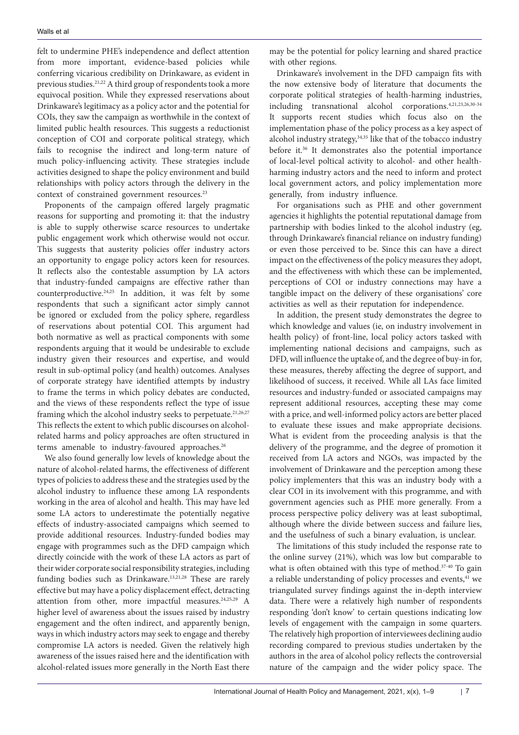felt to undermine PHE's independence and deflect attention from more important, evidence-based policies while conferring vicarious credibility on Drinkaware, as evident in previous studies.[21,22] A third group of respondents took a more equivocal position. While they expressed reservations about Drinkaware's legitimacy as a policy actor and the potential for COIs, they saw the campaign as worthwhile in the context of limited public health resources. This suggests a reductionist conception of COI and corporate political strategy, which fails to recognise the indirect and long-term nature of much policy-influencing activity. These strategies include activities designed to shape the policy environment and build relationships with policy actors through the delivery in the context of constrained government resources.[23]

Proponents of the campaign offered largely pragmatic reasons for supporting and promoting it: that the industry is able to supply otherwise scarce resources to undertake public engagement work which otherwise would not occur. This suggests that austerity policies offer industry actors an opportunity to engage policy actors keen for resources. It reflects also the contestable assumption by LA actors that industry-funded campaigns are effective rather than counterproductive.[24,25] In addition, it was felt by some respondents that such a significant actor simply cannot be ignored or excluded from the policy sphere, regardless of reservations about potential COI. This argument had both normative as well as practical components with some respondents arguing that it would be undesirable to exclude industry given their resources and expertise, and would result in sub-optimal policy (and health) outcomes. Analyses of corporate strategy have identified attempts by industry to frame the terms in which policy debates are conducted, and the views of these respondents reflect the type of issue framing which the alcohol industry seeks to perpetuate.[21,26,27] This reflects the extent to which public discourses on alcohol-related harms and policy approaches are often structured in terms amenable to industry-favoured approaches.[26]

We also found generally low levels of knowledge about the nature of alcohol-related harms, the effectiveness of different types of policies to address these and the strategies used by the alcohol industry to influence these among LA respondents working in the area of alcohol and health. This may have led some LA actors to underestimate the potentially negative effects of industry-associated campaigns which seemed to provide additional resources. Industry-funded bodies may engage with programmes such as the DFD campaign which directly coincide with the work of these LA actors as part of their wider corporate social responsibility strategies, including funding bodies such as Drinkaware.[13,21,28] These are rarely effective but may have a policy displacement effect, detracting attention from other, more impactful measures.[24,25,29] A higher level of awareness about the issues raised by industry engagement and the often indirect, and apparently benign, ways in which industry actors may seek to engage and thereby compromise LA actors is needed. Given the relatively high awareness of the issues raised here and the identification with alcohol-related issues more generally in the North East there may be the potential for policy learning and shared practice with other regions.

Drinkaware's involvement in the DFD campaign fits with the now extensive body of literature that documents the corporate political strategies of health-harming industries, including transnational alcohol corporations.[4,21,23,26,30-34] It supports recent studies which focus also on the implementation phase of the policy process as a key aspect of alcohol industry strategy,[34,35] like that of the tobacco industry before it.[36] It demonstrates also the potential importance of local-level poltical activity to alcohol- and other health-harming industry actors and the need to inform and protect local government actors, and policy implementation more generally, from industry influence.

For organisations such as PHE and other government agencies it highlights the potential reputational damage from partnership with bodies linked to the alcohol industry (eg, through Drinkaware's financial reliance on industry funding) or even those perceived to be. Since this can have a direct impact on the effectiveness of the policy measures they adopt, and the effectiveness with which these can be implemented, perceptions of COI or industry connections may have a tangible impact on the delivery of these organisations' core activities as well as their reputation for independence.

In addition, the present study demonstrates the degree to which knowledge and values (ie, on industry involvement in health policy) of front-line, local policy actors tasked with implementing national decisions and campaigns, such as DFD, will influence the uptake of, and the degree of buy-in for, these measures, thereby affecting the degree of support, and likelihood of success, it received. While all LAs face limited resources and industry-funded or associated campaigns may represent additional resources, accepting these may come with a price, and well-informed policy actors are better placed to evaluate these issues and make appropriate decisions. What is evident from the proceeding analysis is that the delivery of the programme, and the degree of promotion it received from LA actors and NGOs, was impacted by the involvement of Drinkaware and the perception among these policy implementers that this was an industry body with a clear COI in its involvement with this programme, and with government agencies such as PHE more generally. From a process perspective policy delivery was at least suboptimal, although where the divide between success and failure lies, and the usefulness of such a binary evaluation, is unclear.

The limitations of this study included the response rate to the online survey (21%), which was low but comparable to what is often obtained with this type of method.[37-40] To gain a reliable understanding of policy processes and events,[41] we triangulated survey findings against the in-depth interview data. There were a relatively high number of respondents responding 'don't know' to certain questions indicating low levels of engagement with the campaign in some quarters. The relatively high proportion of interviewees declining audio recording compared to previous studies undertaken by the authors in the area of alcohol policy reflects the controversial nature of the campaign and the wider policy space. The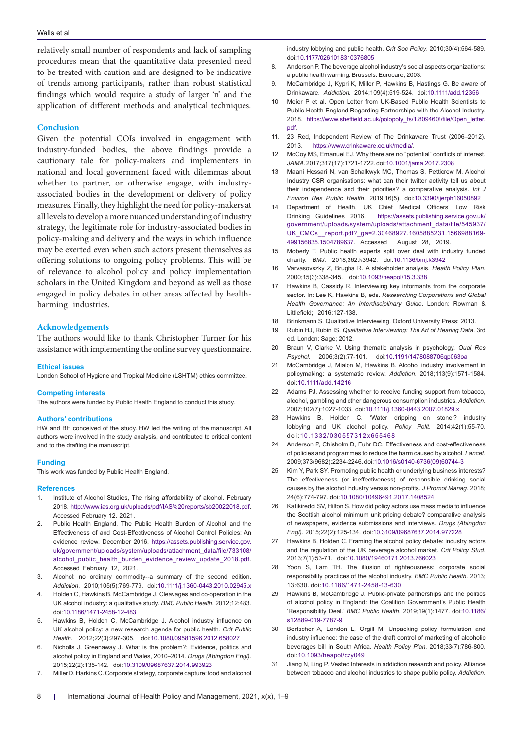relatively small number of respondents and lack of sampling procedures mean that the quantitative data presented need to be treated with caution and are designed to be indicative of trends among participants, rather than robust statistical findings which would require a study of larger 'n' and the application of different methods and analytical techniques.

## Conclusion

Given the potential COIs involved in engagement with industry-funded bodies, the above findings provide a cautionary tale for policy-makers and implementers in national and local government faced with dilemmas about whether to partner, or otherwise engage, with industry-associated bodies in the development or delivery of policy measures. Finally, they highlight the need for policy-makers at all levels to develop a more nuanced understanding of industry strategy, the legitimate role for industry-associated bodies in policy-making and delivery and the ways in which influence may be exerted even when such actors present themselves as offering solutions to ongoing policy problems. This will be of relevance to alcohol policy and policy implementation scholars in the United Kingdom and beyond as well as those engaged in policy debates in other areas affected by health-harming industries.

## Acknowledgements

The authors would like to thank Christopher Turner for his assistance with implementing the online survey questionnaire.

### Ethical issues

London School of Hygiene and Tropical Medicine (LSHTM) ethics committee.

### Competing interests

The authors were funded by Public Health England to conduct this study.

### Authors' contributions

HW and BH conceived of the study. HW led the writing of the manuscript. All authors were involved in the study analysis, and contributed to critical content and to the drafting the manuscript.

### Funding

This work was funded by Public Health England.

### References

1. Institute of Alcohol Studies, The rising affordability of alcohol. February 2018. http://www.ias.org.uk/uploads/pdf/IAS%20reports/sb20022018.pdf. Accessed February 12, 2021.
2. Public Health England, The Public Health Burden of Alcohol and the Effectiveness of and Cost-Effectiveness of Alcohol Control Policies: An evidence review. December 2016. https://assets.publishing.service.gov.uk/government/uploads/system/uploads/attachment_data/file/733108/alcohol_public_health_burden_evidence_review_update_2018.pdf. Accessed February 12, 2021.
3. Alcohol: no ordinary commodity--a summary of the second edition. *Addiction*. 2010;105(5):769-779. doi:10.1111/j.1360-0443.2010.02945.x
4. Holden C, Hawkins B, McCambridge J. Cleavages and co-operation in the UK alcohol industry: a qualitative study. *BMC Public Health*. 2012;12:483. doi:10.1186/1471-2458-12-483
5. Hawkins B, Holden C, McCambridge J. Alcohol industry influence on UK alcohol policy: a new research agenda for public health. *Crit Public Health*. 2012;22(3):297-305. doi:10.1080/09581596.2012.658027
6. Nicholls J, Greenaway J. What is the problem?: Evidence, politics and alcohol policy in England and Wales, 2010–2014. *Drugs (Abingdon Engl)*. 2015;22(2):135-142. doi:10.3109/09687637.2014.993923
7. Miller D, Harkins C. Corporate strategy, corporate capture: food and alcohol industry lobbying and public health. *Crit Soc Policy*. 2010;30(4):564-589. doi:10.1177/0261018310376805
8. Anderson P. The beverage alcohol industry's social aspects organizations: a public health warning. Brussels: Eurocare; 2003.
9. McCambridge J, Kypri K, Miller P, Hawkins B, Hastings G. Be aware of Drinkaware. *Addiction*. 2014;109(4):519-524. doi:10.1111/add.12356
10. Meier P et al. Open Letter from UK-Based Public Health Scientists to Public Health England Regarding Partnerships with the Alcohol Industry. 2018. https://www.sheffield.ac.uk/polopoly_fs/1.809460!/file/Open_letter.pdf.
11. 23 Red, Independent Review of The Drinkaware Trust (2006–2012). 2013. https://www.drinkaware.co.uk/media/.
12. McCoy MS, Emanuel EJ. Why there are no "potential" conflicts of interest. *JAMA*. 2017;317(17):1721-1722. doi:10.1001/jama.2017.2308
13. Maani Hessari N, van Schalkwyk MC, Thomas S, Petticrew M. Alcohol Industry CSR organisations: what can their twitter activity tell us about their independence and their priorities? a comparative analysis. *Int J Environ Res Public Health*. 2019;16(5). doi:10.3390/ijerph16050892
14. Department of Health. UK Chief Medical Officers' Low Risk Drinking Guidelines 2016. https://assets.publishing.service.gov.uk/government/uploads/system/uploads/attachment_data/file/545937/UK_CMOs__report.pdf?_ga=2.30468927.1605885231.1566988169-499156835.1504789637. Accessed August 28, 2019.
15. Moberly T. Public health experts split over deal with industry funded charity. *BMJ*. 2018;362:k3942. doi:10.1136/bmj.k3942
16. Varvasovszky Z, Brugha R. A stakeholder analysis. *Health Policy Plan*. 2000;15(3):338-345. doi:10.1093/heapol/15.3.338
17. Hawkins B, Cassidy R. Interviewing key informants from the corporate sector. In: Lee K, Hawkins B, eds. *Researching Corporations and Global Health Governance: An Interdisciplinary Guide*. London: Rowman & Littlefield; 2016:127-138.
18. Brinkmann S. Qualitative Interviewing. Oxford University Press; 2013.
19. Rubin HJ, Rubin IS. *Qualitative Interviewing: The Art of Hearing Data*. 3rd ed. London: Sage; 2012.
20. Braun V, Clarke V. Using thematic analysis in psychology. *Qual Res Psychol*. 2006;3(2):77-101. doi:10.1191/1478088706qp063oa
21. McCambridge J, Mialon M, Hawkins B. Alcohol industry involvement in policymaking: a systematic review. *Addiction*. 2018;113(9):1571-1584. doi:10.1111/add.14216
22. Adams PJ. Assessing whether to receive funding support from tobacco, alcohol, gambling and other dangerous consumption industries. *Addiction*. 2007;102(7):1027-1033. doi:10.1111/j.1360-0443.2007.01829.x
23. Hawkins B, Holden C. 'Water dripping on stone'? industry lobbying and UK alcohol policy. *Policy Polit*. 2014;42(1):55-70. doi:10.1332/030557312x655468
24. Anderson P, Chisholm D, Fuhr DC. Effectiveness and cost-effectiveness of policies and programmes to reduce the harm caused by alcohol. *Lancet*. 2009;373(9682):2234-2246. doi:10.1016/s0140-6736(09)60744-3
25. Kim Y, Park SY. Promoting public health or underlying business interests? The effectiveness (or ineffectiveness) of responsible drinking social causes by the alcohol industry versus non-profits. *J Promot Manag*. 2018; 24(6):774-797. doi:10.1080/10496491.2017.1408524
26. Katikireddi SV, Hilton S. How did policy actors use mass media to influence the Scottish alcohol minimum unit pricing debate? comparative analysis of newspapers, evidence submissions and interviews. *Drugs (Abingdon Engl)*. 2015;22(2):125-134. doi:10.3109/09687637.2014.977228
27. Hawkins B, Holden C. Framing the alcohol policy debate: industry actors and the regulation of the UK beverage alcohol market. *Crit Policy Stud*. 2013;7(1):53-71. doi:10.1080/19460171.2013.766023
28. Yoon S, Lam TH. The illusion of righteousness: corporate social responsibility practices of the alcohol industry. *BMC Public Health*. 2013; 13:630. doi:10.1186/1471-2458-13-630
29. Hawkins B, McCambridge J. Public-private partnerships and the politics of alcohol policy in England: the Coalition Government's Public Health 'Responsibility Deal.' *BMC Public Health*. 2019;19(1):1477. doi:10.1186/s12889-019-7787-9
30. Bertscher A, London L, Orgill M. Unpacking policy formulation and industry influence: the case of the draft control of marketing of alcoholic beverages bill in South Africa. *Health Policy Plan*. 2018;33(7):786-800. doi:10.1093/heapol/czy049
31. Jiang N, Ling P. Vested Interests in addiction research and policy. Alliance between tobacco and alcohol industries to shape public policy. *Addiction*.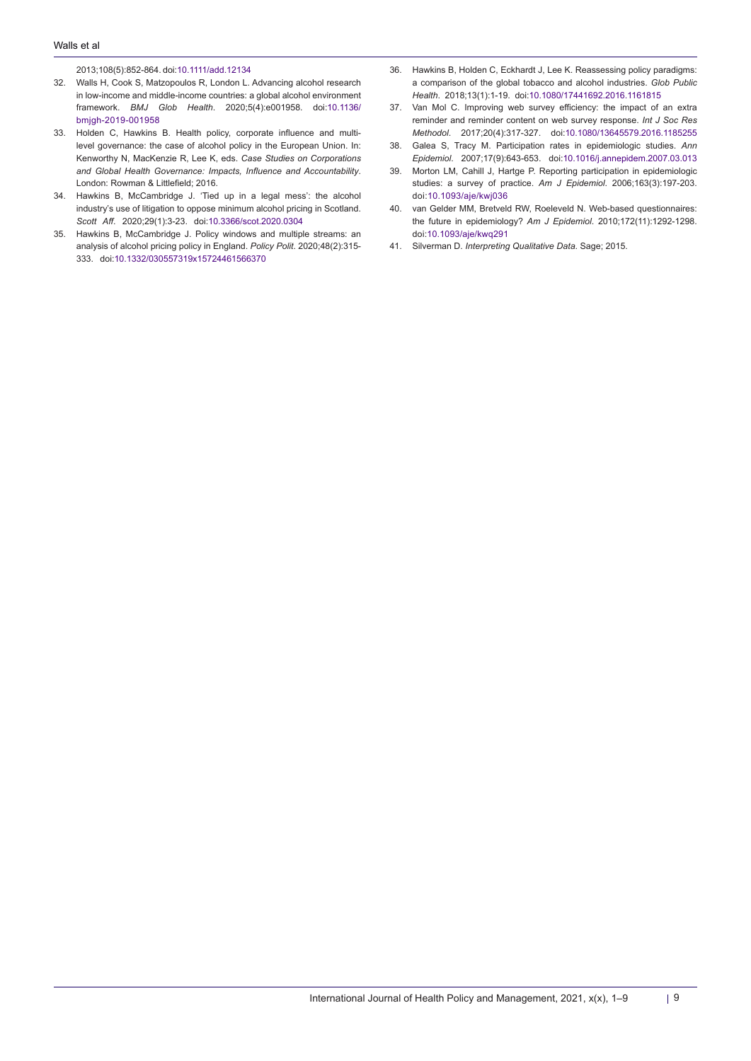2013;108(5):852-864. doi:10.1111/add.12134

32. Walls H, Cook S, Matzopoulos R, London L. Advancing alcohol research in low-income and middle-income countries: a global alcohol environment framework. *BMJ Glob Health*. 2020;5(4):e001958. doi:10.1136/bmjgh-2019-001958
33. Holden C, Hawkins B. Health policy, corporate influence and multi-level governance: the case of alcohol policy in the European Union. In: Kenworthy N, MacKenzie R, Lee K, eds. *Case Studies on Corporations and Global Health Governance: Impacts, Influence and Accountability*. London: Rowman & Littlefield; 2016.
34. Hawkins B, McCambridge J. 'Tied up in a legal mess': the alcohol industry's use of litigation to oppose minimum alcohol pricing in Scotland. *Scott Aff*. 2020;29(1):3-23. doi:10.3366/scot.2020.0304
35. Hawkins B, McCambridge J. Policy windows and multiple streams: an analysis of alcohol pricing policy in England. *Policy Polit*. 2020;48(2):315-333. doi:10.1332/030557319x15724461566370
36. Hawkins B, Holden C, Eckhardt J, Lee K. Reassessing policy paradigms: a comparison of the global tobacco and alcohol industries. *Glob Public Health*. 2018;13(1):1-19. doi:10.1080/17441692.2016.1161815
37. Van Mol C. Improving web survey efficiency: the impact of an extra reminder and reminder content on web survey response. *Int J Soc Res Methodol*. 2017;20(4):317-327. doi:10.1080/13645579.2016.1185255
38. Galea S, Tracy M. Participation rates in epidemiologic studies. *Ann Epidemiol*. 2007;17(9):643-653. doi:10.1016/j.annepidem.2007.03.013
39. Morton LM, Cahill J, Hartge P. Reporting participation in epidemiologic studies: a survey of practice. *Am J Epidemiol*. 2006;163(3):197-203. doi:10.1093/aje/kwj036
40. van Gelder MM, Bretveld RW, Roeleveld N. Web-based questionnaires: the future in epidemiology? *Am J Epidemiol*. 2010;172(11):1292-1298. doi:10.1093/aje/kwq291
41. Silverman D. *Interpreting Qualitative Data*. Sage; 2015.